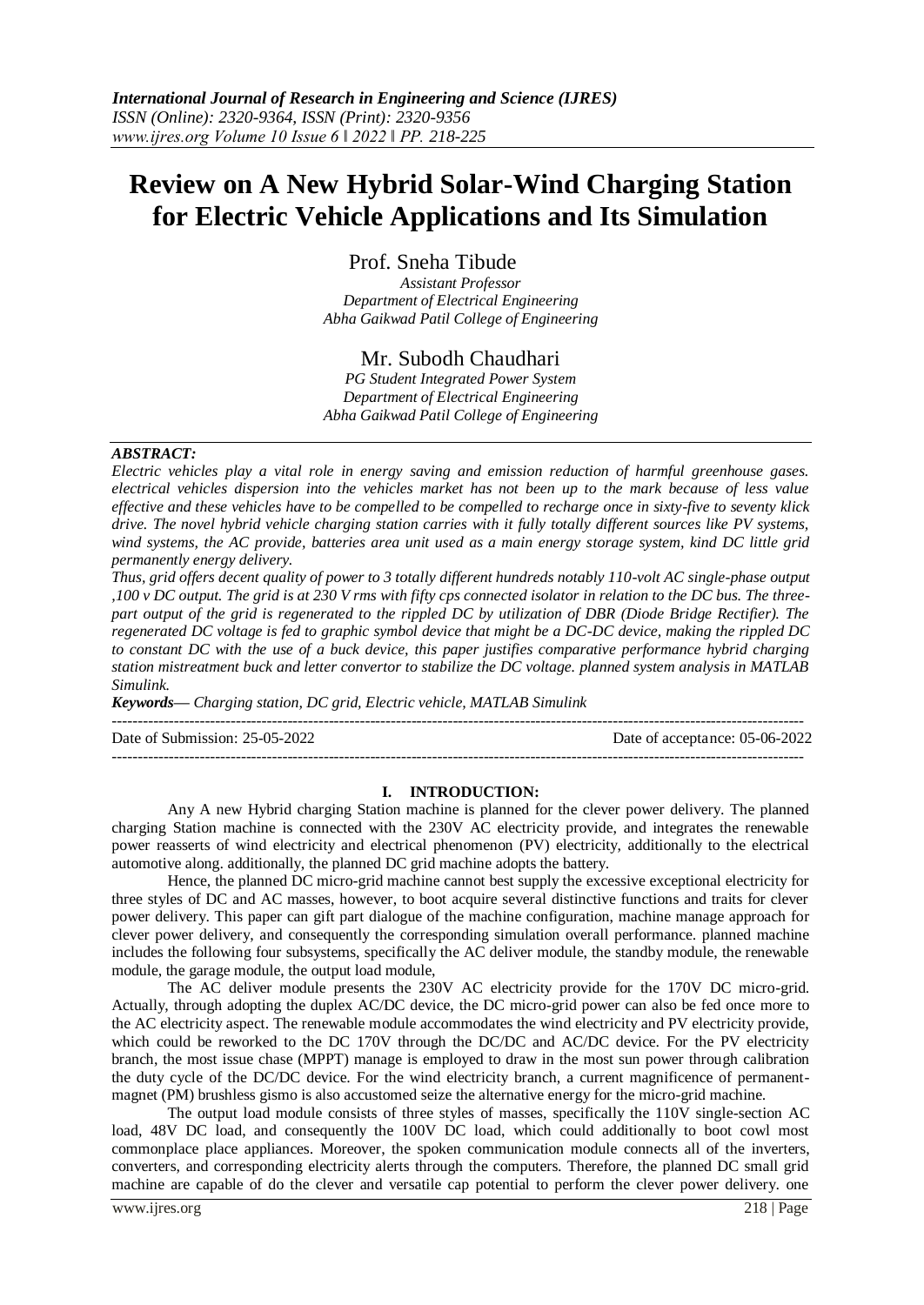# Review on A New Hybrid Solar-Wind Charging Station for Electric Vehicle Applications and Its Simulation

Prof. Sneha Tibude

*Assistant Professor*
*Department of Electrical Engineering*
*Abha Gaikwad Patil College of Engineering*

Mr. Subodh Chaudhari

*PG Student Integrated Power System*
*Department of Electrical Engineering*
*Abha Gaikwad Patil College of Engineering*

***ABSTRACT:***

*Electric vehicles play a vital role in energy saving and emission reduction of harmful greenhouse gases. electrical vehicles dispersion into the vehicles market has not been up to the mark because of less value effective and these vehicles have to be compelled to be compelled to recharge once in sixty-five to seventy klick drive. The novel hybrid vehicle charging station carries with it fully totally different sources like PV systems, wind systems, the AC provide, batteries area unit used as a main energy storage system, kind DC little grid permanently energy delivery.*

*Thus, grid offers decent quality of power to 3 totally different hundreds notably 110-volt AC single-phase output ,100 v DC output. The grid is at 230 V rms with fifty cps connected isolator in relation to the DC bus. The three-part output of the grid is regenerated to the rippled DC by utilization of DBR (Diode Bridge Rectifier). The regenerated DC voltage is fed to graphic symbol device that might be a DC-DC device, making the rippled DC to constant DC with the use of a buck device, this paper justifies comparative performance hybrid charging station mistreatment buck and letter convertor to stabilize the DC voltage. planned system analysis in MATLAB Simulink.*

***Keywords—*** *Charging station, DC grid, Electric vehicle, MATLAB Simulink*

Date of Submission: 25-05-2022 | Date of acceptance: 05-06-2022

## I. INTRODUCTION:

Any A new Hybrid charging Station machine is planned for the clever power delivery. The planned charging Station machine is connected with the 230V AC electricity provide, and integrates the renewable power reasserts of wind electricity and electrical phenomenon (PV) electricity, additionally to the electrical automotive along. additionally, the planned DC grid machine adopts the battery.

Hence, the planned DC micro-grid machine cannot best supply the excessive exceptional electricity for three styles of DC and AC masses, however, to boot acquire several distinctive functions and traits for clever power delivery. This paper can gift part dialogue of the machine configuration, machine manage approach for clever power delivery, and consequently the corresponding simulation overall performance. planned machine includes the following four subsystems, specifically the AC deliver module, the standby module, the renewable module, the garage module, the output load module,

The AC deliver module presents the 230V AC electricity provide for the 170V DC micro-grid. Actually, through adopting the duplex AC/DC device, the DC micro-grid power can also be fed once more to the AC electricity aspect. The renewable module accommodates the wind electricity and PV electricity provide, which could be reworked to the DC 170V through the DC/DC and AC/DC device. For the PV electricity branch, the most issue chase (MPPT) manage is employed to draw in the most sun power through calibration the duty cycle of the DC/DC device. For the wind electricity branch, a current magnificence of permanent-magnet (PM) brushless gismo is also accustomed seize the alternative energy for the micro-grid machine.

The output load module consists of three styles of masses, specifically the 110V single-section AC load, 48V DC load, and consequently the 100V DC load, which could additionally to boot cowl most commonplace place appliances. Moreover, the spoken communication module connects all of the inverters, converters, and corresponding electricity alerts through the computers. Therefore, the planned DC small grid machine are capable of do the clever and versatile cap potential to perform the clever power delivery. one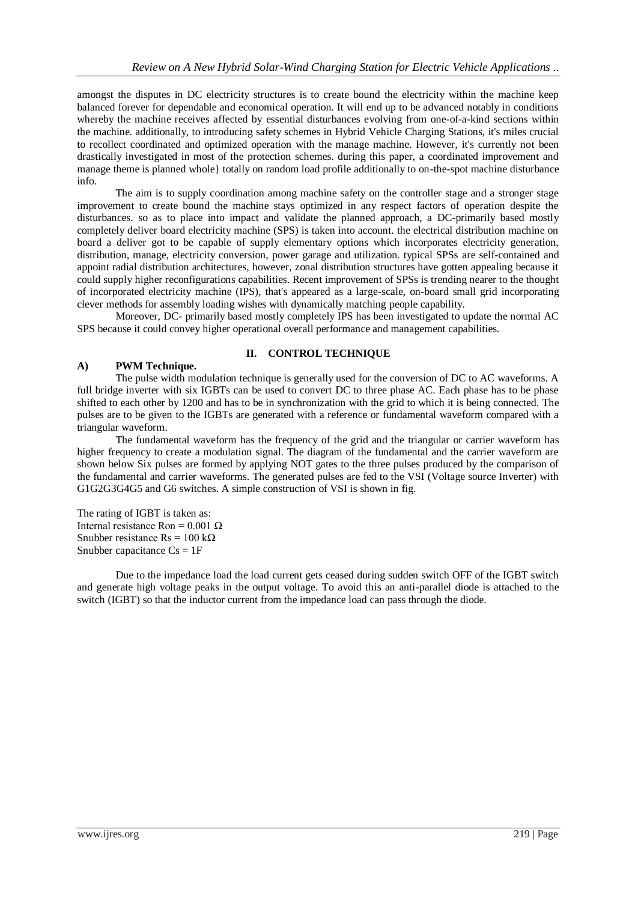amongst the disputes in DC electricity structures is to create bound the electricity within the machine keep balanced forever for dependable and economical operation. It will end up to be advanced notably in conditions whereby the machine receives affected by essential disturbances evolving from one-of-a-kind sections within the machine. additionally, to introducing safety schemes in Hybrid Vehicle Charging Stations, it's miles crucial to recollect coordinated and optimized operation with the manage machine. However, it's currently not been drastically investigated in most of the protection schemes. during this paper, a coordinated improvement and manage theme is planned whole} totally on random load profile additionally to on-the-spot machine disturbance info.

The aim is to supply coordination among machine safety on the controller stage and a stronger stage improvement to create bound the machine stays optimized in any respect factors of operation despite the disturbances. so as to place into impact and validate the planned approach, a DC-primarily based mostly completely deliver board electricity machine (SPS) is taken into account. the electrical distribution machine on board a deliver got to be capable of supply elementary options which incorporates electricity generation, distribution, manage, electricity conversion, power garage and utilization. typical SPSs are self-contained and appoint radial distribution architectures, however, zonal distribution structures have gotten appealing because it could supply higher reconfigurations capabilities. Recent improvement of SPSs is trending nearer to the thought of incorporated electricity machine (IPS), that's appeared as a large-scale, on-board small grid incorporating clever methods for assembly loading wishes with dynamically matching people capability.

Moreover, DC- primarily based mostly completely IPS has been investigated to update the normal AC SPS because it could convey higher operational overall performance and management capabilities.

## II. CONTROL TECHNIQUE

### A) PWM Technique.

The pulse width modulation technique is generally used for the conversion of DC to AC waveforms. A full bridge inverter with six IGBTs can be used to convert DC to three phase AC. Each phase has to be phase shifted to each other by 1200 and has to be in synchronization with the grid to which it is being connected. The pulses are to be given to the IGBTs are generated with a reference or fundamental waveform compared with a triangular waveform.

The fundamental waveform has the frequency of the grid and the triangular or carrier waveform has higher frequency to create a modulation signal. The diagram of the fundamental and the carrier waveform are shown below Six pulses are formed by applying NOT gates to the three pulses produced by the comparison of the fundamental and carrier waveforms. The generated pulses are fed to the VSI (Voltage source Inverter) with G1G2G3G4G5 and G6 switches. A simple construction of VSI is shown in fig.

The rating of IGBT is taken as:
Internal resistance $R_{on} = 0.001\ \Omega$
Snubber resistance $R_s = 100\ k\Omega$
Snubber capacitance $C_s = 1F$

Due to the impedance load the load current gets ceased during sudden switch OFF of the IGBT switch and generate high voltage peaks in the output voltage. To avoid this an anti-parallel diode is attached to the switch (IGBT) so that the inductor current from the impedance load can pass through the diode.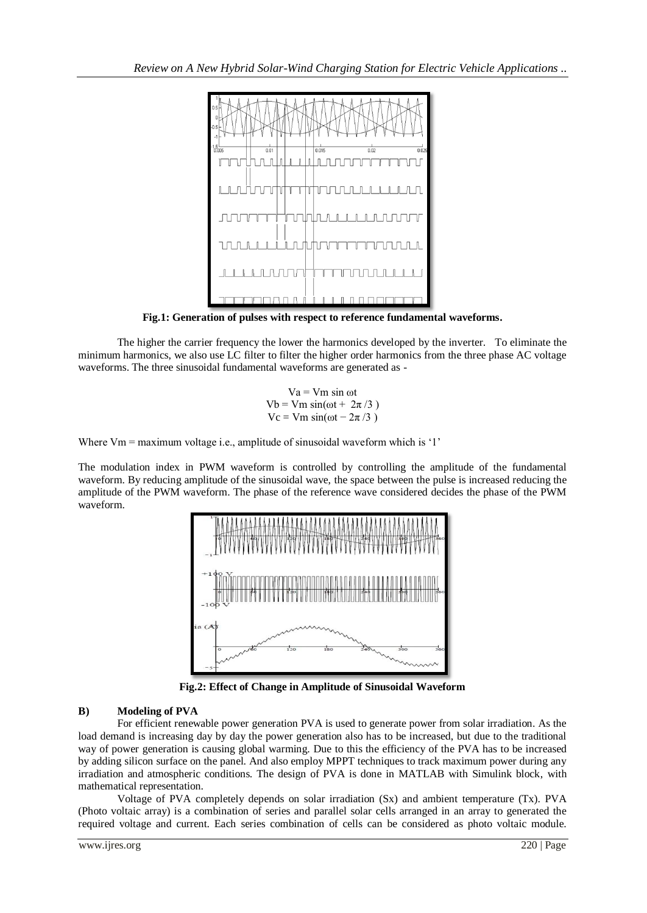**Fig.1: Generation of pulses with respect to reference fundamental waveforms.**

The higher the carrier frequency the lower the harmonics developed by the inverter. To eliminate the minimum harmonics, we also use LC filter to filter the higher order harmonics from the three phase AC voltage waveforms. The three sinusoidal fundamental waveforms are generated as -

$$V_a = V_m \sin \omega t$$
$$V_b = V_m \sin(\omega t + 2\pi/3)$$
$$V_c = V_m \sin(\omega t - 2\pi/3)$$

Where Vm = maximum voltage i.e., amplitude of sinusoidal waveform which is '1'

The modulation index in PWM waveform is controlled by controlling the amplitude of the fundamental waveform. By reducing amplitude of the sinusoidal wave, the space between the pulse is increased reducing the amplitude of the PWM waveform. The phase of the reference wave considered decides the phase of the PWM waveform.

**Fig.2: Effect of Change in Amplitude of Sinusoidal Waveform**

### B) Modeling of PVA

For efficient renewable power generation PVA is used to generate power from solar irradiation. As the load demand is increasing day by day the power generation also has to be increased, but due to the traditional way of power generation is causing global warming. Due to this the efficiency of the PVA has to be increased by adding silicon surface on the panel. And also employ MPPT techniques to track maximum power during any irradiation and atmospheric conditions. The design of PVA is done in MATLAB with Simulink block, with mathematical representation.

Voltage of PVA completely depends on solar irradiation (Sx) and ambient temperature (Tx). PVA (Photo voltaic array) is a combination of series and parallel solar cells arranged in an array to generated the required voltage and current. Each series combination of cells can be considered as photo voltaic module.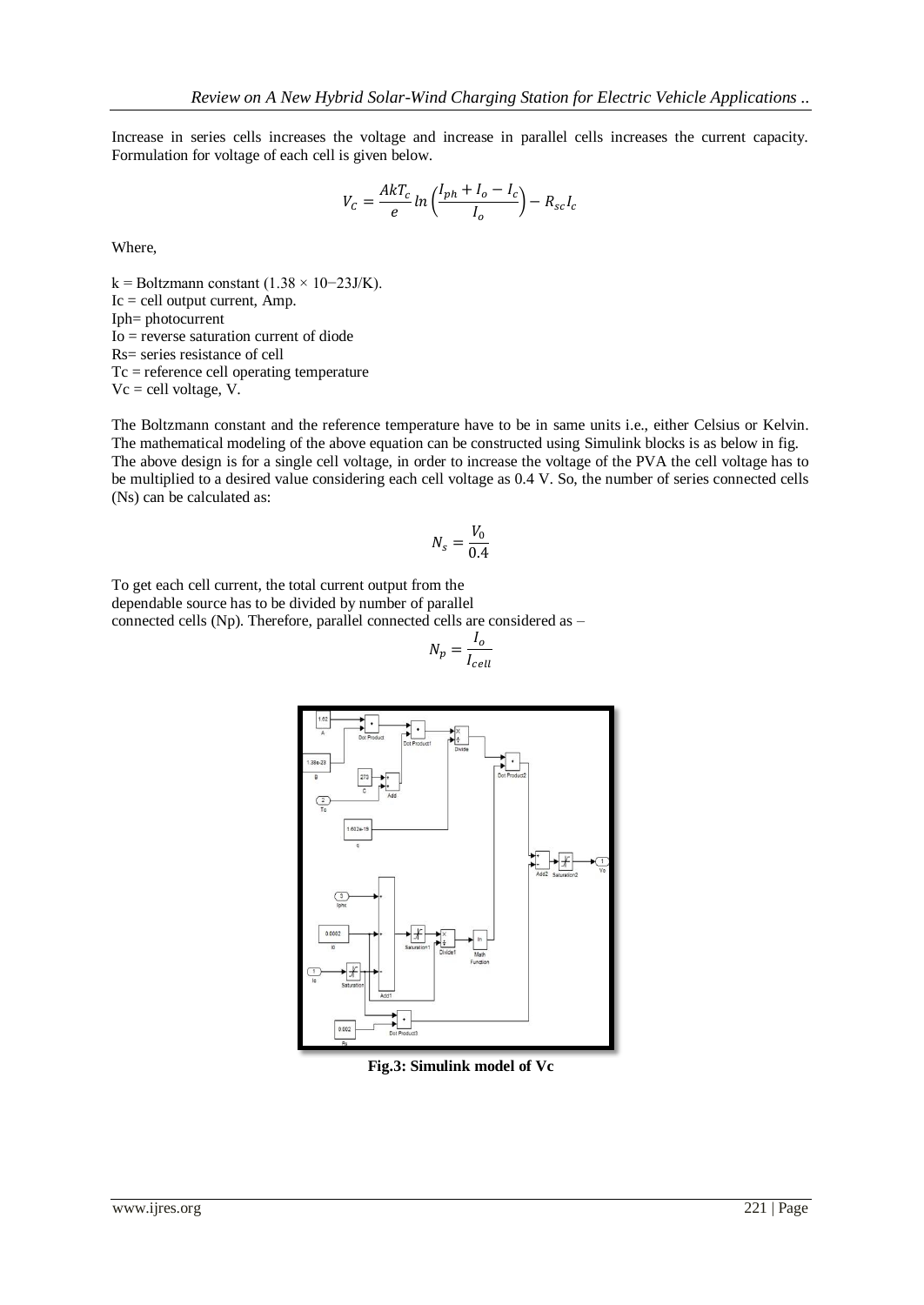Increase in series cells increases the voltage and increase in parallel cells increases the current capacity. Formulation for voltage of each cell is given below.

$$V_C = \frac{AkT_c}{e} ln\left(\frac{I_{ph} + I_o - I_c}{I_o}\right) - R_{sc}I_c$$

Where,

k = Boltzmann constant ($1.38 \times 10-23$J/K).
Ic = cell output current, Amp.
Iph= photocurrent
Io = reverse saturation current of diode
Rs= series resistance of cell
Tc = reference cell operating temperature
Vc = cell voltage, V.

The Boltzmann constant and the reference temperature have to be in same units i.e., either Celsius or Kelvin. The mathematical modeling of the above equation can be constructed using Simulink blocks is as below in fig. The above design is for a single cell voltage, in order to increase the voltage of the PVA the cell voltage has to be multiplied to a desired value considering each cell voltage as 0.4 V. So, the number of series connected cells (Ns) can be calculated as:

$$N_s = \frac{V_0}{0.4}$$

To get each cell current, the total current output from the dependable source has to be divided by number of parallel connected cells (Np). Therefore, parallel connected cells are considered as –

$$N_p = \frac{I_o}{I_{cell}}$$

**Fig.3: Simulink model of Vc**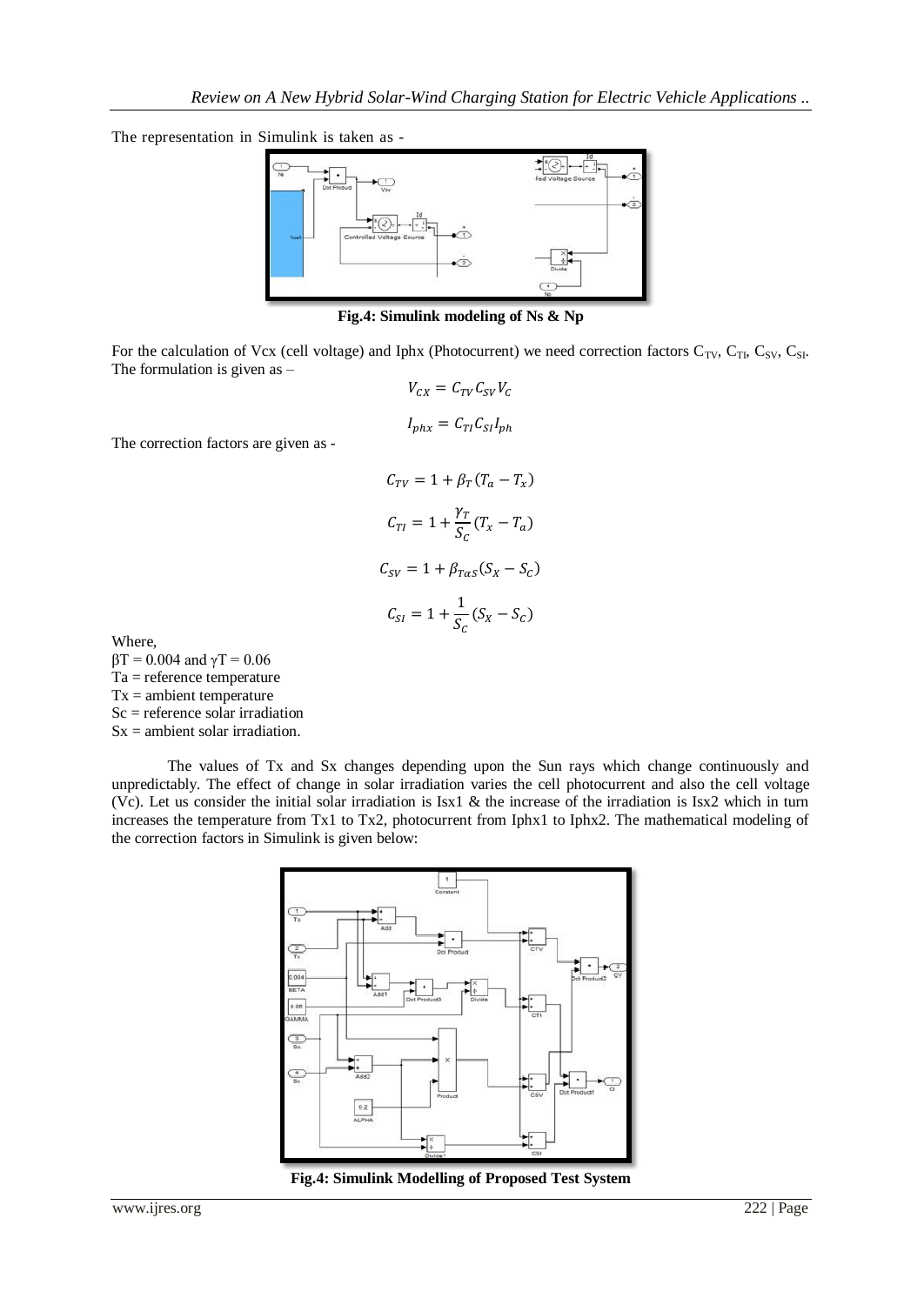The representation in Simulink is taken as -

**Fig.4: Simulink modeling of Ns & Np**

For the calculation of Vcx (cell voltage) and Iphx (Photocurrent) we need correction factors $C_{TV}$, $C_{TI}$, $C_{SV}$, $C_{SI}$. The formulation is given as –

$$V_{CX} = C_{TV} C_{SV} V_C$$

$$I_{phx} = C_{TI} C_{SI} I_{ph}$$

The correction factors are given as -

$$C_{TV} = 1 + \beta_T (T_a - T_x)$$

$$C_{TI} = 1 + \frac{\gamma_T}{S_C} (T_x - T_a)$$

$$C_{SV} = 1 + \beta_{T\alpha S} (S_X - S_C)$$

$$C_{SI} = 1 + \frac{1}{S_C} (S_X - S_C)$$

Where,
βT = 0.004 and γT = 0.06
Ta = reference temperature
Tx = ambient temperature
Sc = reference solar irradiation
Sx = ambient solar irradiation.

The values of Tx and Sx changes depending upon the Sun rays which change continuously and unpredictably. The effect of change in solar irradiation varies the cell photocurrent and also the cell voltage (Vc). Let us consider the initial solar irradiation is Isx1 & the increase of the irradiation is Isx2 which in turn increases the temperature from Tx1 to Tx2, photocurrent from Iphx1 to Iphx2. The mathematical modeling of the correction factors in Simulink is given below:

**Fig.4: Simulink Modelling of Proposed Test System**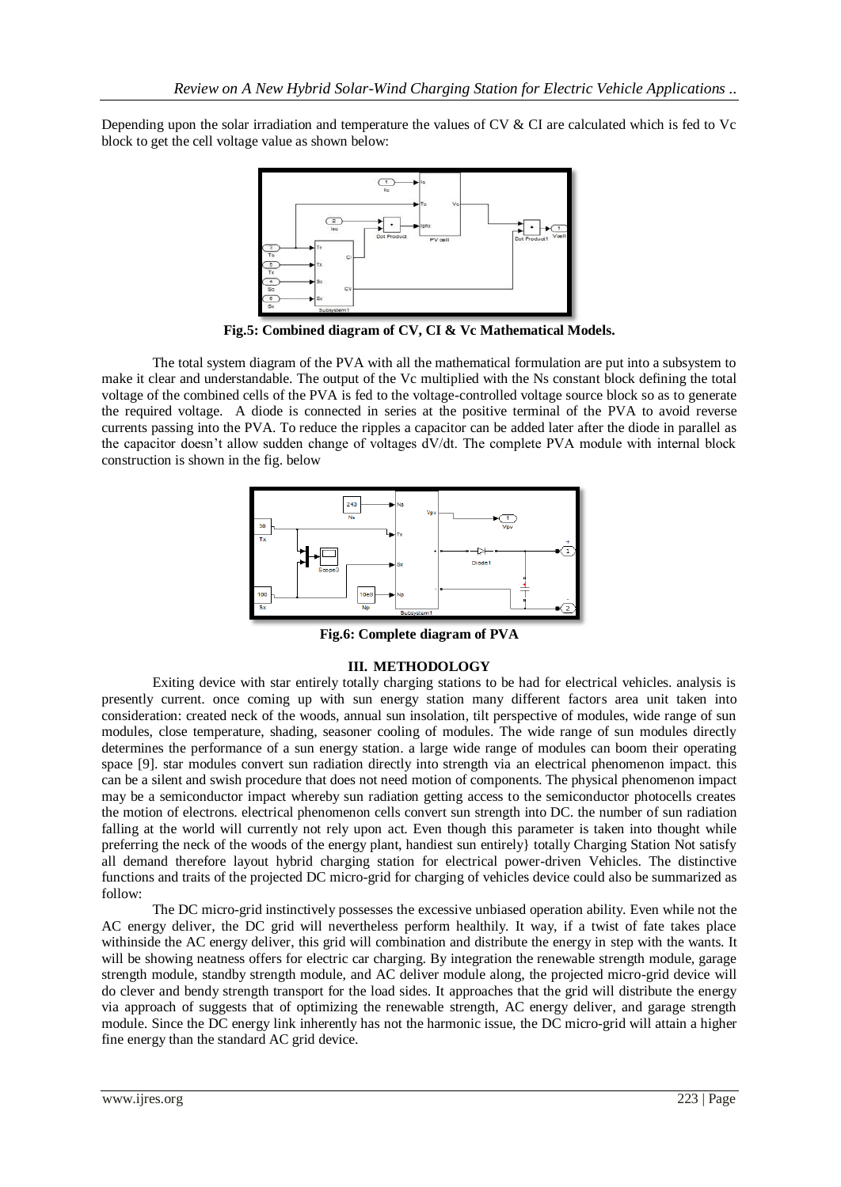Depending upon the solar irradiation and temperature the values of CV & CI are calculated which is fed to Vc block to get the cell voltage value as shown below:

**Fig.5: Combined diagram of CV, CI & Vc Mathematical Models.**

The total system diagram of the PVA with all the mathematical formulation are put into a subsystem to make it clear and understandable. The output of the Vc multiplied with the Ns constant block defining the total voltage of the combined cells of the PVA is fed to the voltage-controlled voltage source block so as to generate the required voltage. A diode is connected in series at the positive terminal of the PVA to avoid reverse currents passing into the PVA. To reduce the ripples a capacitor can be added later after the diode in parallel as the capacitor doesn't allow sudden change of voltages dV/dt. The complete PVA module with internal block construction is shown in the fig. below

**Fig.6: Complete diagram of PVA**

## III. METHODOLOGY

Exiting device with star entirely totally charging stations to be had for electrical vehicles. analysis is presently current. once coming up with sun energy station many different factors area unit taken into consideration: created neck of the woods, annual sun insolation, tilt perspective of modules, wide range of sun modules, close temperature, shading, seasoner cooling of modules. The wide range of sun modules directly determines the performance of a sun energy station. a large wide range of modules can boom their operating space [9]. star modules convert sun radiation directly into strength via an electrical phenomenon impact. this can be a silent and swish procedure that does not need motion of components. The physical phenomenon impact may be a semiconductor impact whereby sun radiation getting access to the semiconductor photocells creates the motion of electrons. electrical phenomenon cells convert sun strength into DC. the number of sun radiation falling at the world will currently not rely upon act. Even though this parameter is taken into thought while preferring the neck of the woods of the energy plant, handiest sun entirely} totally Charging Station Not satisfy all demand therefore layout hybrid charging station for electrical power-driven Vehicles. The distinctive functions and traits of the projected DC micro-grid for charging of vehicles device could also be summarized as follow:

The DC micro-grid instinctively possesses the excessive unbiased operation ability. Even while not the AC energy deliver, the DC grid will nevertheless perform healthily. It way, if a twist of fate takes place withinside the AC energy deliver, this grid will combination and distribute the energy in step with the wants. It will be showing neatness offers for electric car charging. By integration the renewable strength module, garage strength module, standby strength module, and AC deliver module along, the projected micro-grid device will do clever and bendy strength transport for the load sides. It approaches that the grid will distribute the energy via approach of suggests that of optimizing the renewable strength, AC energy deliver, and garage strength module. Since the DC energy link inherently has not the harmonic issue, the DC micro-grid will attain a higher fine energy than the standard AC grid device.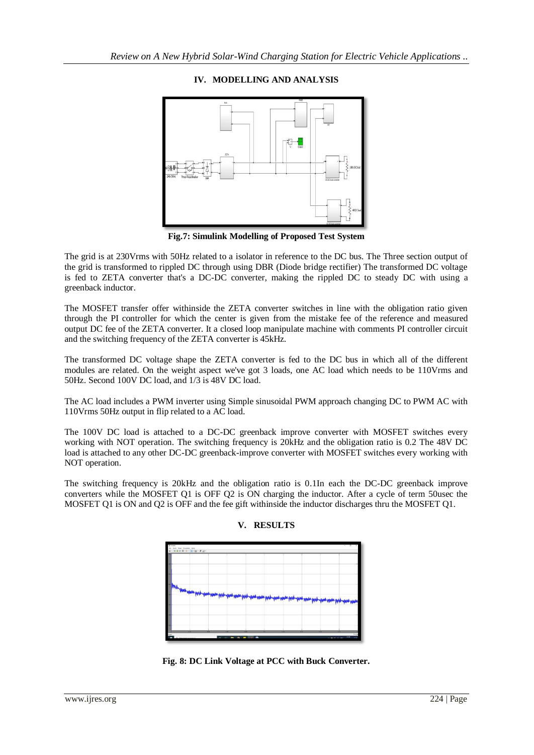## IV. MODELLING AND ANALYSIS

**Fig.7: Simulink Modelling of Proposed Test System**

The grid is at 230Vrms with 50Hz related to a isolator in reference to the DC bus. The Three section output of the grid is transformed to rippled DC through using DBR (Diode bridge rectifier) The transformed DC voltage is fed to ZETA converter that's a DC-DC converter, making the rippled DC to steady DC with using a greenback inductor.

The MOSFET transfer offer withinside the ZETA converter switches in line with the obligation ratio given through the PI controller for which the center is given from the mistake fee of the reference and measured output DC fee of the ZETA converter. It a closed loop manipulate machine with comments PI controller circuit and the switching frequency of the ZETA converter is 45kHz.

The transformed DC voltage shape the ZETA converter is fed to the DC bus in which all of the different modules are related. On the weight aspect we've got 3 loads, one AC load which needs to be 110Vrms and 50Hz. Second 100V DC load, and 1/3 is 48V DC load.

The AC load includes a PWM inverter using Simple sinusoidal PWM approach changing DC to PWM AC with 110Vrms 50Hz output in flip related to a AC load.

The 100V DC load is attached to a DC-DC greenback improve converter with MOSFET switches every working with NOT operation. The switching frequency is 20kHz and the obligation ratio is 0.2 The 48V DC load is attached to any other DC-DC greenback-improve converter with MOSFET switches every working with NOT operation.

The switching frequency is 20kHz and the obligation ratio is 0.1In each the DC-DC greenback improve converters while the MOSFET Q1 is OFF Q2 is ON charging the inductor. After a cycle of term 50usec the MOSFET Q1 is ON and Q2 is OFF and the fee gift withinside the inductor discharges thru the MOSFET Q1.

## V. RESULTS

**Fig. 8: DC Link Voltage at PCC with Buck Converter.**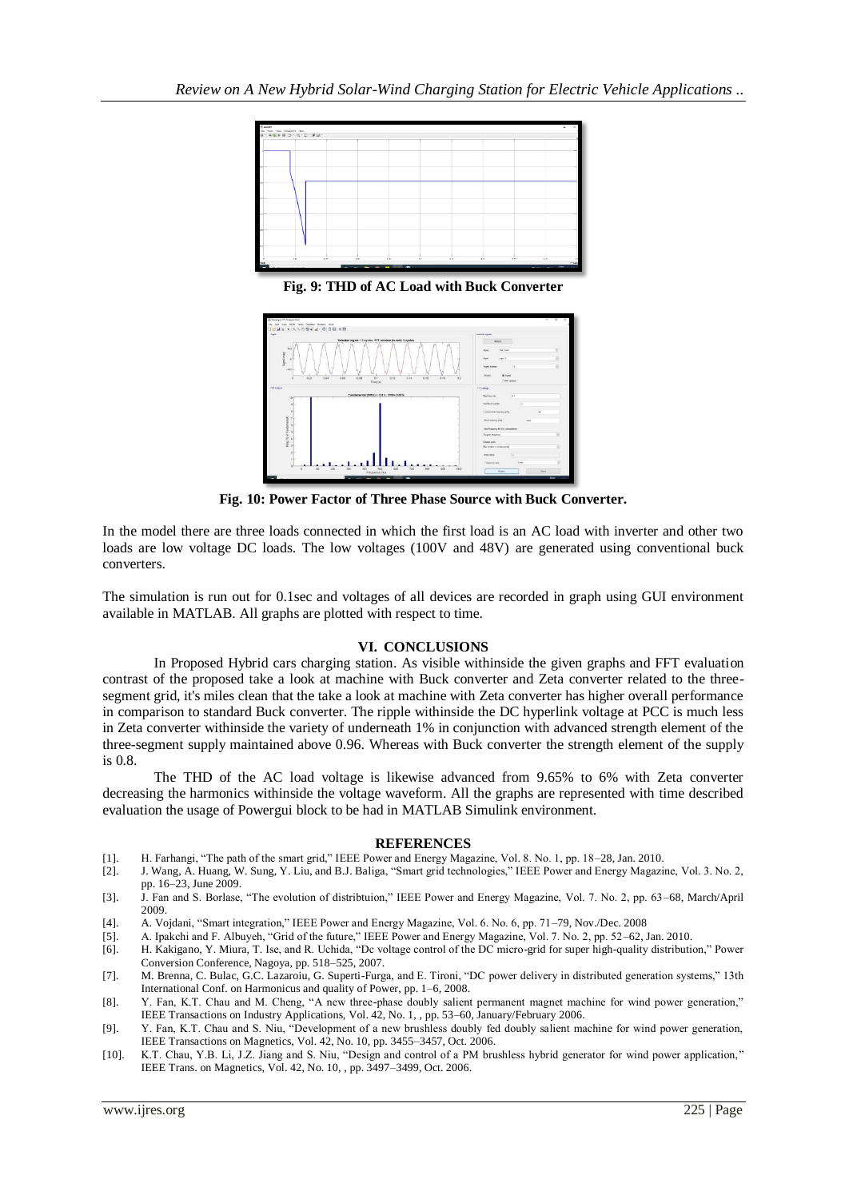Fig. 9: THD of AC Load with Buck Converter

Fig. 10: Power Factor of Three Phase Source with Buck Converter.

In the model there are three loads connected in which the first load is an AC load with inverter and other two loads are low voltage DC loads. The low voltages (100V and 48V) are generated using conventional buck converters.

The simulation is run out for 0.1sec and voltages of all devices are recorded in graph using GUI environment available in MATLAB. All graphs are plotted with respect to time.

## VI. CONCLUSIONS

In Proposed Hybrid cars charging station. As visible withinside the given graphs and FFT evaluation contrast of the proposed take a look at machine with Buck converter and Zeta converter related to the three-segment grid, it's miles clean that the take a look at machine with Zeta converter has higher overall performance in comparison to standard Buck converter. The ripple withinside the DC hyperlink voltage at PCC is much less in Zeta converter withinside the variety of underneath 1% in conjunction with advanced strength element of the three-segment supply maintained above 0.96. Whereas with Buck converter the strength element of the supply is 0.8.

The THD of the AC load voltage is likewise advanced from 9.65% to 6% with Zeta converter decreasing the harmonics withinside the voltage waveform. All the graphs are represented with time described evaluation the usage of Powergui block to be had in MATLAB Simulink environment.

## REFERENCES

[1]. H. Farhangi, "The path of the smart grid," IEEE Power and Energy Magazine, Vol. 8. No. 1, pp. 18–28, Jan. 2010.

[2]. J. Wang, A. Huang, W. Sung, Y. Liu, and B.J. Baliga, "Smart grid technologies," IEEE Power and Energy Magazine, Vol. 3. No. 2, pp. 16–23, June 2009.

[3]. J. Fan and S. Borlase, "The evolution of distribtuion," IEEE Power and Energy Magazine, Vol. 7. No. 2, pp. 63–68, March/April 2009.

[4]. A. Vojdani, "Smart integration," IEEE Power and Energy Magazine, Vol. 6. No. 6, pp. 71–79, Nov./Dec. 2008

[5]. A. Ipakchi and F. Albuyeh, "Grid of the future," IEEE Power and Energy Magazine, Vol. 7. No. 2, pp. 52–62, Jan. 2010.

[6]. H. Kakigano, Y. Miura, T. Ise, and R. Uchida, "Dc voltage control of the DC micro-grid for super high-quality distribution," Power Conversion Conference, Nagoya, pp. 518–525, 2007.

[7]. M. Brenna, C. Bulac, G.C. Lazaroiu, G. Superti-Furga, and E. Tironi, "DC power delivery in distributed generation systems," 13th International Conf. on Harmonicus and quality of Power, pp. 1–6, 2008.

[8]. Y. Fan, K.T. Chau and M. Cheng, "A new three-phase doubly salient permanent magnet machine for wind power generation," IEEE Transactions on Industry Applications, Vol. 42, No. 1, , pp. 53–60, January/February 2006.

[9]. Y. Fan, K.T. Chau and S. Niu, "Development of a new brushless doubly fed doubly salient machine for wind power generation, IEEE Transactions on Magnetics, Vol. 42, No. 10, pp. 3455–3457, Oct. 2006.

[10]. K.T. Chau, Y.B. Li, J.Z. Jiang and S. Niu, "Design and control of a PM brushless hybrid generator for wind power application," IEEE Trans. on Magnetics, Vol. 42, No. 10, , pp. 3497–3499, Oct. 2006.